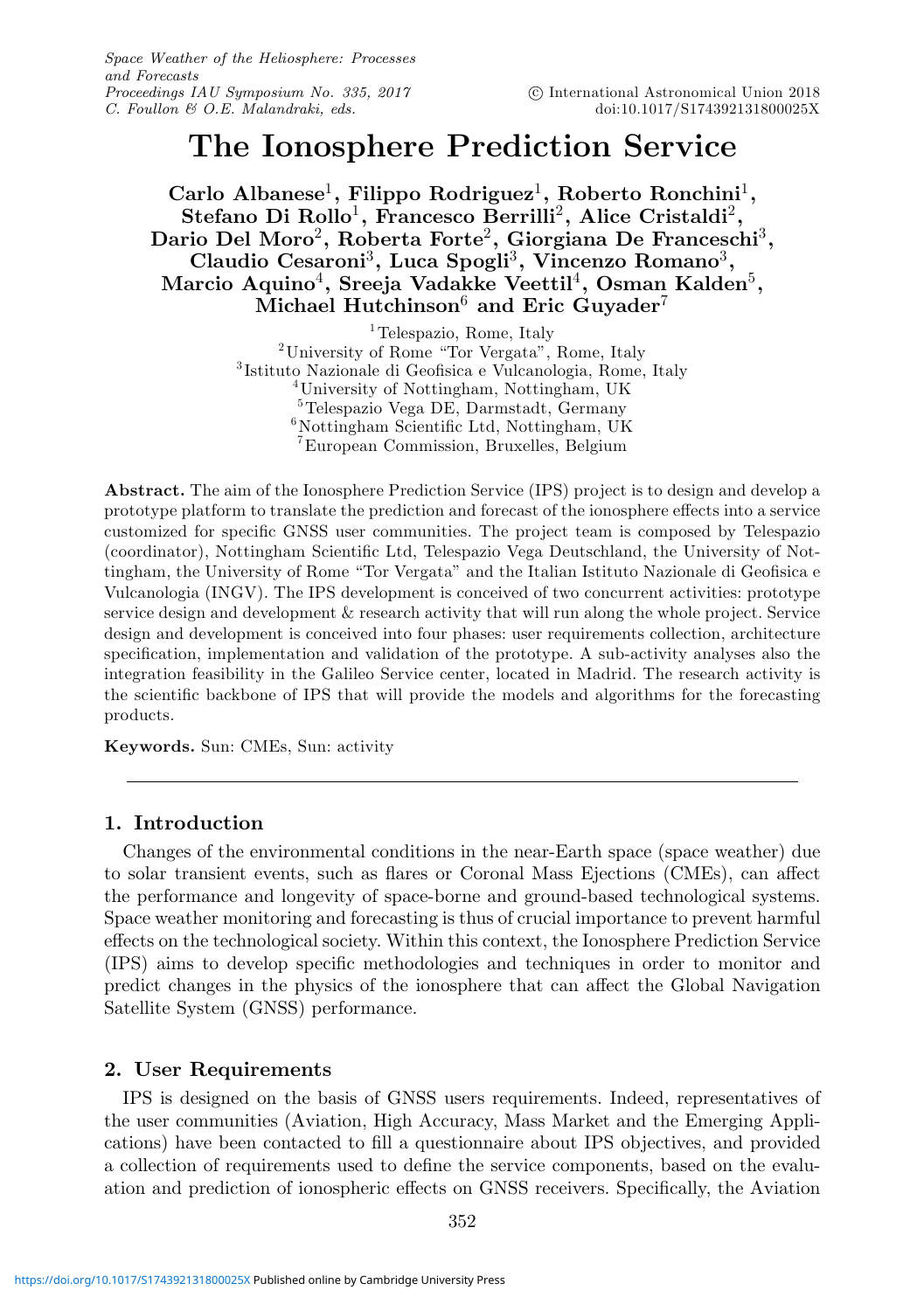# The Ionosphere Prediction Service

**Carlo Albanese[1], Filippo Rodriguez[1], Roberto Ronchini[1], Stefano Di Rollo[1], Francesco Berrilli[2], Alice Cristaldi[2], Dario Del Moro[2], Roberta Forte[2], Giorgiana De Franceschi[3], Claudio Cesaroni[3], Luca Spogli[3], Vincenzo Romano[3], Marcio Aquino[4], Sreeja Vadakke Veettil[4], Osman Kalden[5], Michael Hutchinson[6] and Eric Guyader[7]**

[1]Telespazio, Rome, Italy
[2]University of Rome "Tor Vergata", Rome, Italy
[3]Istituto Nazionale di Geofisica e Vulcanologia, Rome, Italy
[4]University of Nottingham, Nottingham, UK
[5]Telespazio Vega DE, Darmstadt, Germany
[6]Nottingham Scientific Ltd, Nottingham, UK
[7]European Commission, Bruxelles, Belgium

**Abstract.** The aim of the Ionosphere Prediction Service (IPS) project is to design and develop a prototype platform to translate the prediction and forecast of the ionosphere effects into a service customized for specific GNSS user communities. The project team is composed by Telespazio (coordinator), Nottingham Scientific Ltd, Telespazio Vega Deutschland, the University of Nottingham, the University of Rome "Tor Vergata" and the Italian Istituto Nazionale di Geofisica e Vulcanologia (INGV). The IPS development is conceived of two concurrent activities: prototype service design and development & research activity that will run along the whole project. Service design and development is conceived into four phases: user requirements collection, architecture specification, implementation and validation of the prototype. A sub-activity analyses also the integration feasibility in the Galileo Service center, located in Madrid. The research activity is the scientific backbone of IPS that will provide the models and algorithms for the forecasting products.

**Keywords.** Sun: CMEs, Sun: activity

## 1. Introduction

Changes of the environmental conditions in the near-Earth space (space weather) due to solar transient events, such as flares or Coronal Mass Ejections (CMEs), can affect the performance and longevity of space-borne and ground-based technological systems. Space weather monitoring and forecasting is thus of crucial importance to prevent harmful effects on the technological society. Within this context, the Ionosphere Prediction Service (IPS) aims to develop specific methodologies and techniques in order to monitor and predict changes in the physics of the ionosphere that can affect the Global Navigation Satellite System (GNSS) performance.

## 2. User Requirements

IPS is designed on the basis of GNSS users requirements. Indeed, representatives of the user communities (Aviation, High Accuracy, Mass Market and the Emerging Applications) have been contacted to fill a questionnaire about IPS objectives, and provided a collection of requirements used to define the service components, based on the evaluation and prediction of ionospheric effects on GNSS receivers. Specifically, the Aviation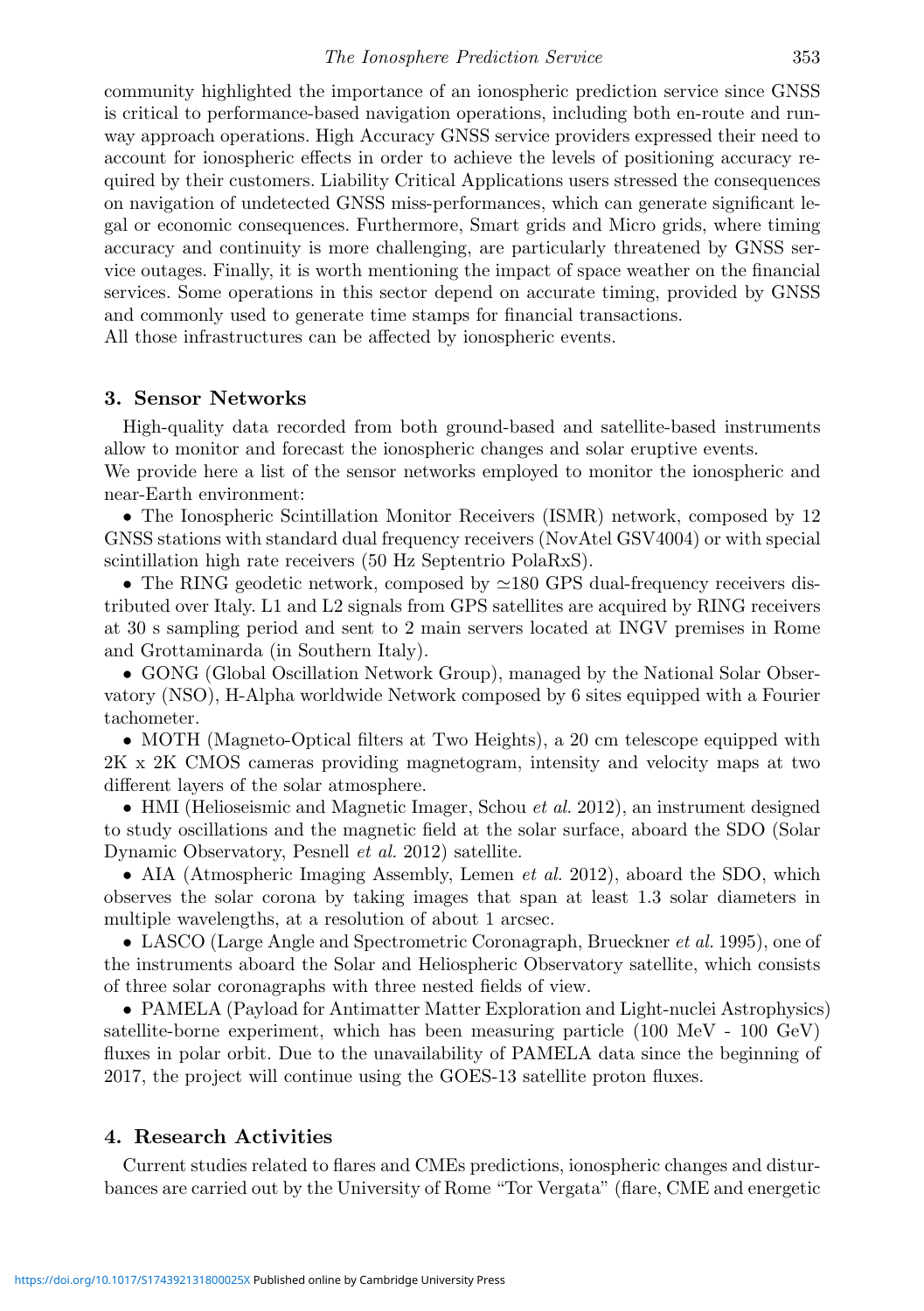community highlighted the importance of an ionospheric prediction service since GNSS is critical to performance-based navigation operations, including both en-route and runway approach operations. High Accuracy GNSS service providers expressed their need to account for ionospheric effects in order to achieve the levels of positioning accuracy required by their customers. Liability Critical Applications users stressed the consequences on navigation of undetected GNSS miss-performances, which can generate significant legal or economic consequences. Furthermore, Smart grids and Micro grids, where timing accuracy and continuity is more challenging, are particularly threatened by GNSS service outages. Finally, it is worth mentioning the impact of space weather on the financial services. Some operations in this sector depend on accurate timing, provided by GNSS and commonly used to generate time stamps for financial transactions.
All those infrastructures can be affected by ionospheric events.

## 3. Sensor Networks

High-quality data recorded from both ground-based and satellite-based instruments allow to monitor and forecast the ionospheric changes and solar eruptive events.
We provide here a list of the sensor networks employed to monitor the ionospheric and near-Earth environment:

- The Ionospheric Scintillation Monitor Receivers (ISMR) network, composed by 12 GNSS stations with standard dual frequency receivers (NovAtel GSV4004) or with special scintillation high rate receivers (50 Hz Septentrio PolaRxS).
- The RING geodetic network, composed by $\simeq$180 GPS dual-frequency receivers distributed over Italy. L1 and L2 signals from GPS satellites are acquired by RING receivers at 30 s sampling period and sent to 2 main servers located at INGV premises in Rome and Grottaminarda (in Southern Italy).
- GONG (Global Oscillation Network Group), managed by the National Solar Observatory (NSO), H-Alpha worldwide Network composed by 6 sites equipped with a Fourier tachometer.
- MOTH (Magneto-Optical filters at Two Heights), a 20 cm telescope equipped with 2K x 2K CMOS cameras providing magnetogram, intensity and velocity maps at two different layers of the solar atmosphere.
- HMI (Helioseismic and Magnetic Imager, Schou *et al.* 2012), an instrument designed to study oscillations and the magnetic field at the solar surface, aboard the SDO (Solar Dynamic Observatory, Pesnell *et al.* 2012) satellite.
- AIA (Atmospheric Imaging Assembly, Lemen *et al.* 2012), aboard the SDO, which observes the solar corona by taking images that span at least 1.3 solar diameters in multiple wavelengths, at a resolution of about 1 arcsec.
- LASCO (Large Angle and Spectrometric Coronagraph, Brueckner *et al.* 1995), one of the instruments aboard the Solar and Heliospheric Observatory satellite, which consists of three solar coronagraphs with three nested fields of view.
- PAMELA (Payload for Antimatter Matter Exploration and Light-nuclei Astrophysics) satellite-borne experiment, which has been measuring particle (100 MeV - 100 GeV) fluxes in polar orbit. Due to the unavailability of PAMELA data since the beginning of 2017, the project will continue using the GOES-13 satellite proton fluxes.

## 4. Research Activities

Current studies related to flares and CMEs predictions, ionospheric changes and disturbances are carried out by the University of Rome "Tor Vergata" (flare, CME and energetic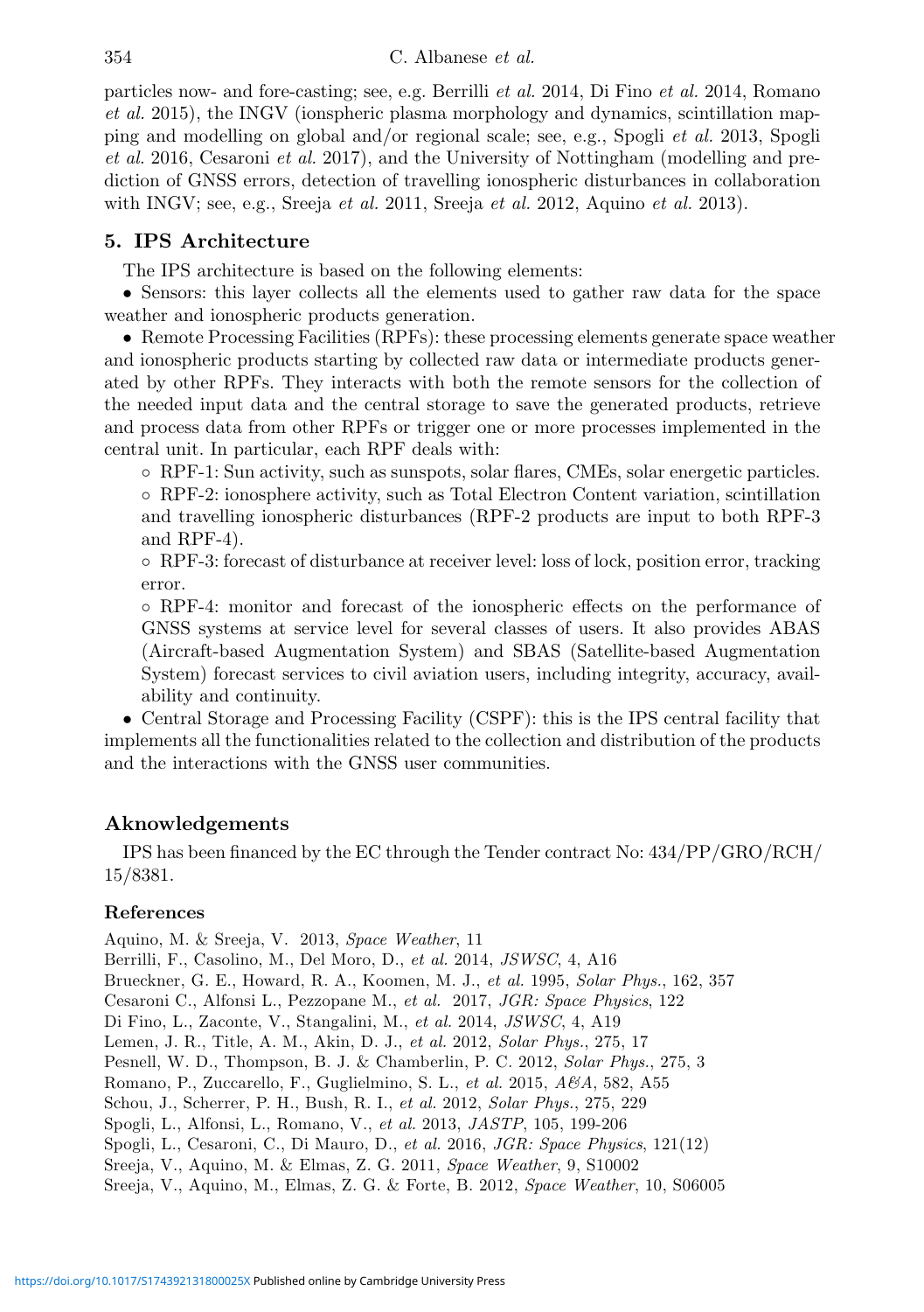particles now- and fore-casting; see, e.g. Berrilli *et al.* 2014, Di Fino *et al.* 2014, Romano *et al.* 2015), the INGV (ionspheric plasma morphology and dynamics, scintillation mapping and modelling on global and/or regional scale; see, e.g., Spogli *et al.* 2013, Spogli *et al.* 2016, Cesaroni *et al.* 2017), and the University of Nottingham (modelling and prediction of GNSS errors, detection of travelling ionospheric disturbances in collaboration with INGV; see, e.g., Sreeja *et al.* 2011, Sreeja *et al.* 2012, Aquino *et al.* 2013).

## 5. IPS Architecture

The IPS architecture is based on the following elements:

- Sensors: this layer collects all the elements used to gather raw data for the space weather and ionospheric products generation.
- Remote Processing Facilities (RPFs): these processing elements generate space weather and ionospheric products starting by collected raw data or intermediate products generated by other RPFs. They interacts with both the remote sensors for the collection of the needed input data and the central storage to save the generated products, retrieve and process data from other RPFs or trigger one or more processes implemented in the central unit. In particular, each RPF deals with:
    - RPF-1: Sun activity, such as sunspots, solar flares, CMEs, solar energetic particles.
    - RPF-2: ionosphere activity, such as Total Electron Content variation, scintillation and travelling ionospheric disturbances (RPF-2 products are input to both RPF-3 and RPF-4).
    - RPF-3: forecast of disturbance at receiver level: loss of lock, position error, tracking error.
    - RPF-4: monitor and forecast of the ionospheric effects on the performance of GNSS systems at service level for several classes of users. It also provides ABAS (Aircraft-based Augmentation System) and SBAS (Satellite-based Augmentation System) forecast services to civil aviation users, including integrity, accuracy, availability and continuity.
- Central Storage and Processing Facility (CSPF): this is the IPS central facility that implements all the functionalities related to the collection and distribution of the products and the interactions with the GNSS user communities.

## Aknowledgements

IPS has been financed by the EC through the Tender contract No: 434/PP/GRO/RCH/15/8381.

### References

Aquino, M. & Sreeja, V. 2013, *Space Weather*, 11
Berrilli, F., Casolino, M., Del Moro, D., *et al.* 2014, *JSWSC*, 4, A16
Brueckner, G. E., Howard, R. A., Koomen, M. J., *et al.* 1995, *Solar Phys.*, 162, 357
Cesaroni C., Alfonsi L., Pezzopane M., *et al.* 2017, *JGR: Space Physics*, 122
Di Fino, L., Zaconte, V., Stangalini, M., *et al.* 2014, *JSWSC*, 4, A19
Lemen, J. R., Title, A. M., Akin, D. J., *et al.* 2012, *Solar Phys.*, 275, 17
Pesnell, W. D., Thompson, B. J. & Chamberlin, P. C. 2012, *Solar Phys.*, 275, 3
Romano, P., Zuccarello, F., Guglielmino, S. L., *et al.* 2015, *A&A*, 582, A55
Schou, J., Scherrer, P. H., Bush, R. I., *et al.* 2012, *Solar Phys.*, 275, 229
Spogli, L., Alfonsi, L., Romano, V., *et al.* 2013, *JASTP*, 105, 199-206
Spogli, L., Cesaroni, C., Di Mauro, D., *et al.* 2016, *JGR: Space Physics*, 121(12)
Sreeja, V., Aquino, M. & Elmas, Z. G. 2011, *Space Weather*, 9, S10002
Sreeja, V., Aquino, M., Elmas, Z. G. & Forte, B. 2012, *Space Weather*, 10, S06005